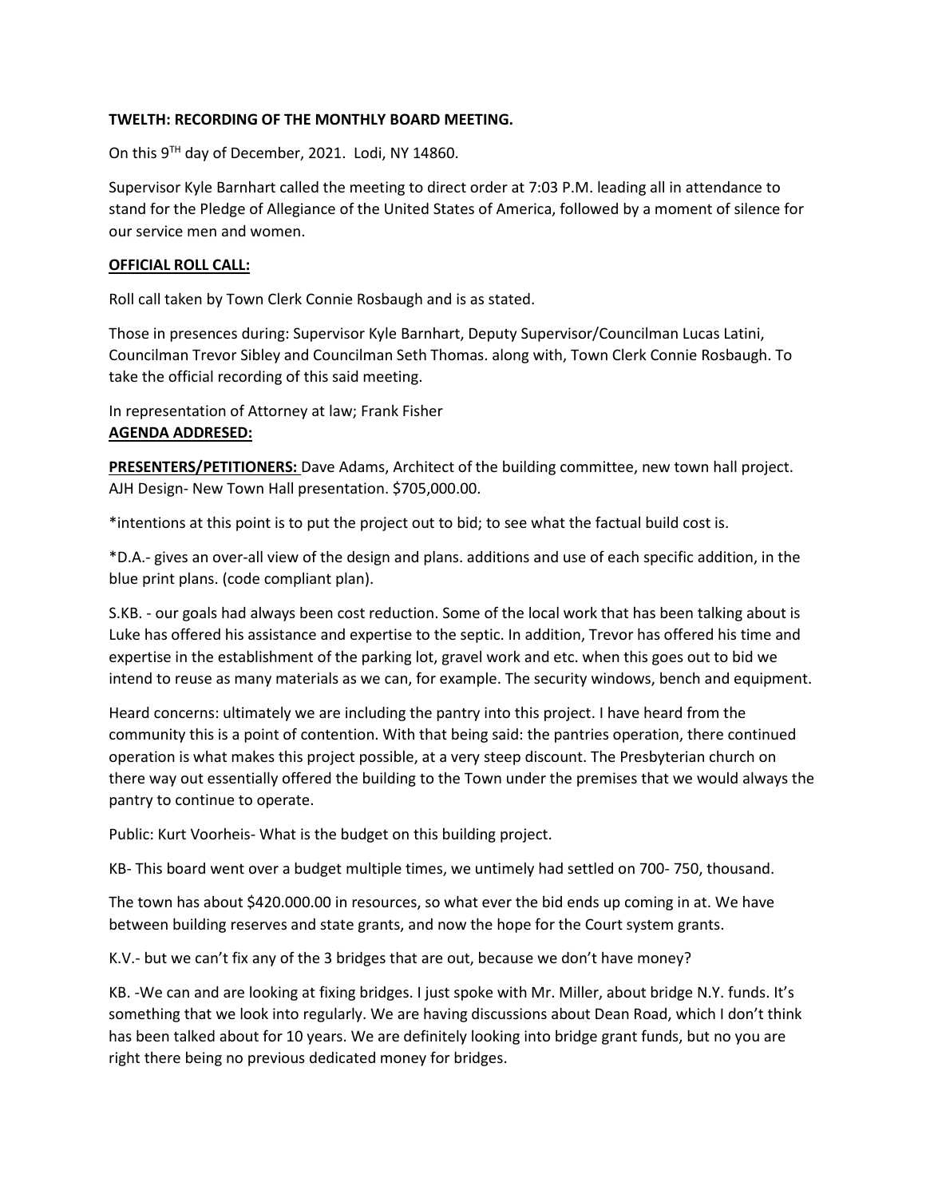**TWELTH: RECORDING OF THE MONTHLY BOARD MEETING.**

On this 9TH day of December, 2021. Lodi, NY 14860.

Supervisor Kyle Barnhart called the meeting to direct order at 7:03 P.M. leading all in attendance to stand for the Pledge of Allegiance of the United States of America, followed by a moment of silence for our service men and women.

**OFFICIAL ROLL CALL:**

Roll call taken by Town Clerk Connie Rosbaugh and is as stated.

Those in presences during: Supervisor Kyle Barnhart, Deputy Supervisor/Councilman Lucas Latini, Councilman Trevor Sibley and Councilman Seth Thomas. along with, Town Clerk Connie Rosbaugh. To take the official recording of this said meeting.

In representation of Attorney at law; Frank Fisher

**AGENDA ADDRESED:**

**PRESENTERS/PETITIONERS:** Dave Adams, Architect of the building committee, new town hall project. AJH Design- New Town Hall presentation. $705,000.00.

*intentions at this point is to put the project out to bid; to see what the factual build cost is.

*D.A.- gives an over-all view of the design and plans. additions and use of each specific addition, in the blue print plans. (code compliant plan).

S.KB. - our goals had always been cost reduction. Some of the local work that has been talking about is Luke has offered his assistance and expertise to the septic. In addition, Trevor has offered his time and expertise in the establishment of the parking lot, gravel work and etc. when this goes out to bid we intend to reuse as many materials as we can, for example. The security windows, bench and equipment.

Heard concerns: ultimately we are including the pantry into this project. I have heard from the community this is a point of contention. With that being said: the pantries operation, there continued operation is what makes this project possible, at a very steep discount. The Presbyterian church on there way out essentially offered the building to the Town under the premises that we would always the pantry to continue to operate.

Public: Kurt Voorheis- What is the budget on this building project.

KB- This board went over a budget multiple times, we untimely had settled on 700- 750, thousand.

The town has about $420.000.00 in resources, so what ever the bid ends up coming in at. We have between building reserves and state grants, and now the hope for the Court system grants.

K.V.- but we can't fix any of the 3 bridges that are out, because we don't have money?

KB. -We can and are looking at fixing bridges. I just spoke with Mr. Miller, about bridge N.Y. funds. It's something that we look into regularly. We are having discussions about Dean Road, which I don't think has been talked about for 10 years. We are definitely looking into bridge grant funds, but no you are right there being no previous dedicated money for bridges.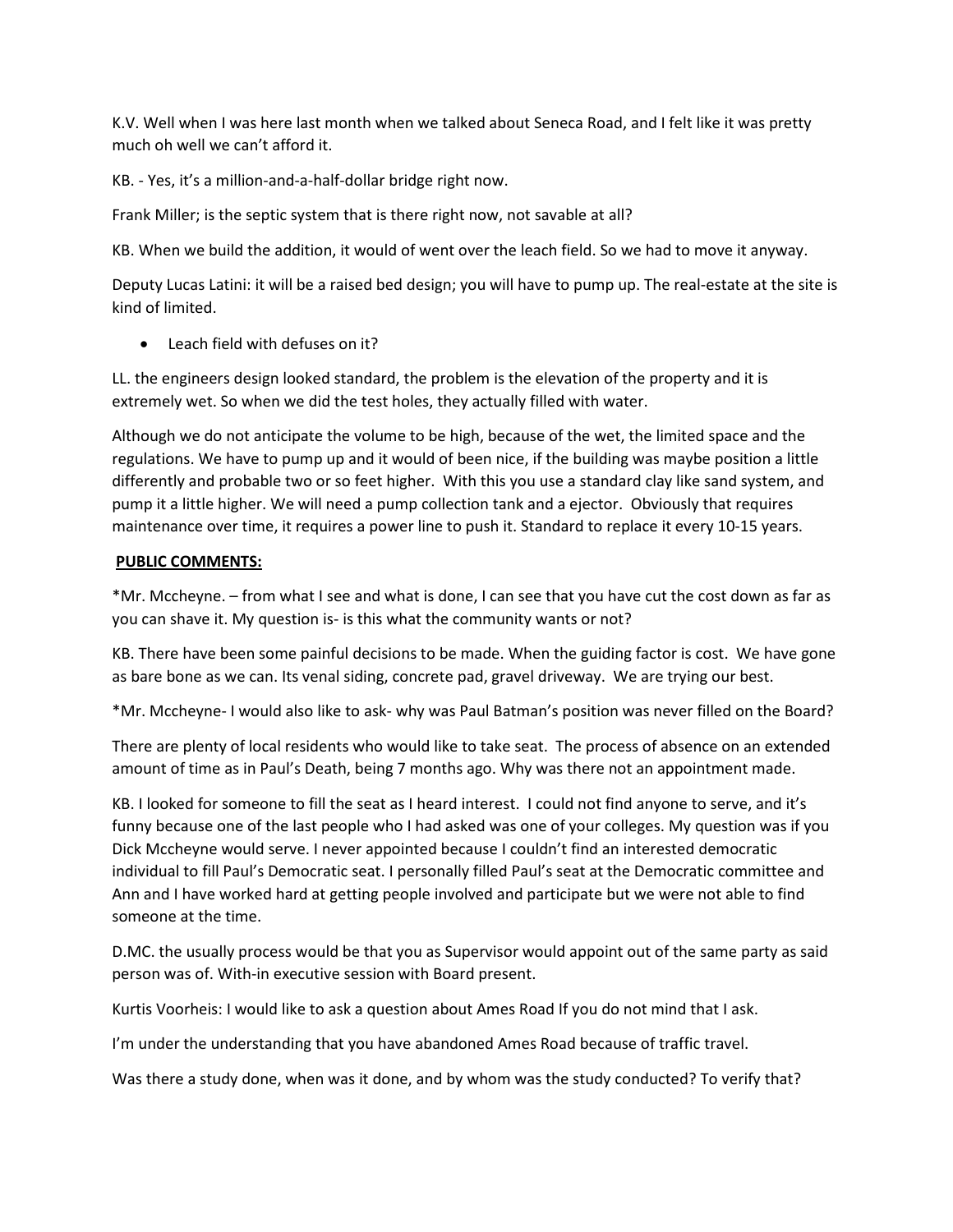K.V. Well when I was here last month when we talked about Seneca Road, and I felt like it was pretty much oh well we can't afford it.

KB. - Yes, it's a million-and-a-half-dollar bridge right now.

Frank Miller; is the septic system that is there right now, not savable at all?

KB. When we build the addition, it would of went over the leach field. So we had to move it anyway.

Deputy Lucas Latini: it will be a raised bed design; you will have to pump up. The real-estate at the site is kind of limited.

- Leach field with defuses on it?

LL. the engineers design looked standard, the problem is the elevation of the property and it is extremely wet. So when we did the test holes, they actually filled with water.

Although we do not anticipate the volume to be high, because of the wet, the limited space and the regulations. We have to pump up and it would of been nice, if the building was maybe position a little differently and probable two or so feet higher. With this you use a standard clay like sand system, and pump it a little higher. We will need a pump collection tank and a ejector. Obviously that requires maintenance over time, it requires a power line to push it. Standard to replace it every 10-15 years.

**PUBLIC COMMENTS:**

*Mr. Mccheyne. – from what I see and what is done, I can see that you have cut the cost down as far as you can shave it. My question is- is this what the community wants or not?

KB. There have been some painful decisions to be made. When the guiding factor is cost. We have gone as bare bone as we can. Its venal siding, concrete pad, gravel driveway. We are trying our best.

*Mr. Mccheyne- I would also like to ask- why was Paul Batman's position was never filled on the Board?

There are plenty of local residents who would like to take seat. The process of absence on an extended amount of time as in Paul's Death, being 7 months ago. Why was there not an appointment made.

KB. I looked for someone to fill the seat as I heard interest. I could not find anyone to serve, and it's funny because one of the last people who I had asked was one of your colleges. My question was if you Dick Mccheyne would serve. I never appointed because I couldn't find an interested democratic individual to fill Paul's Democratic seat. I personally filled Paul's seat at the Democratic committee and Ann and I have worked hard at getting people involved and participate but we were not able to find someone at the time.

D.MC. the usually process would be that you as Supervisor would appoint out of the same party as said person was of. With-in executive session with Board present.

Kurtis Voorheis: I would like to ask a question about Ames Road If you do not mind that I ask.

I'm under the understanding that you have abandoned Ames Road because of traffic travel.

Was there a study done, when was it done, and by whom was the study conducted? To verify that?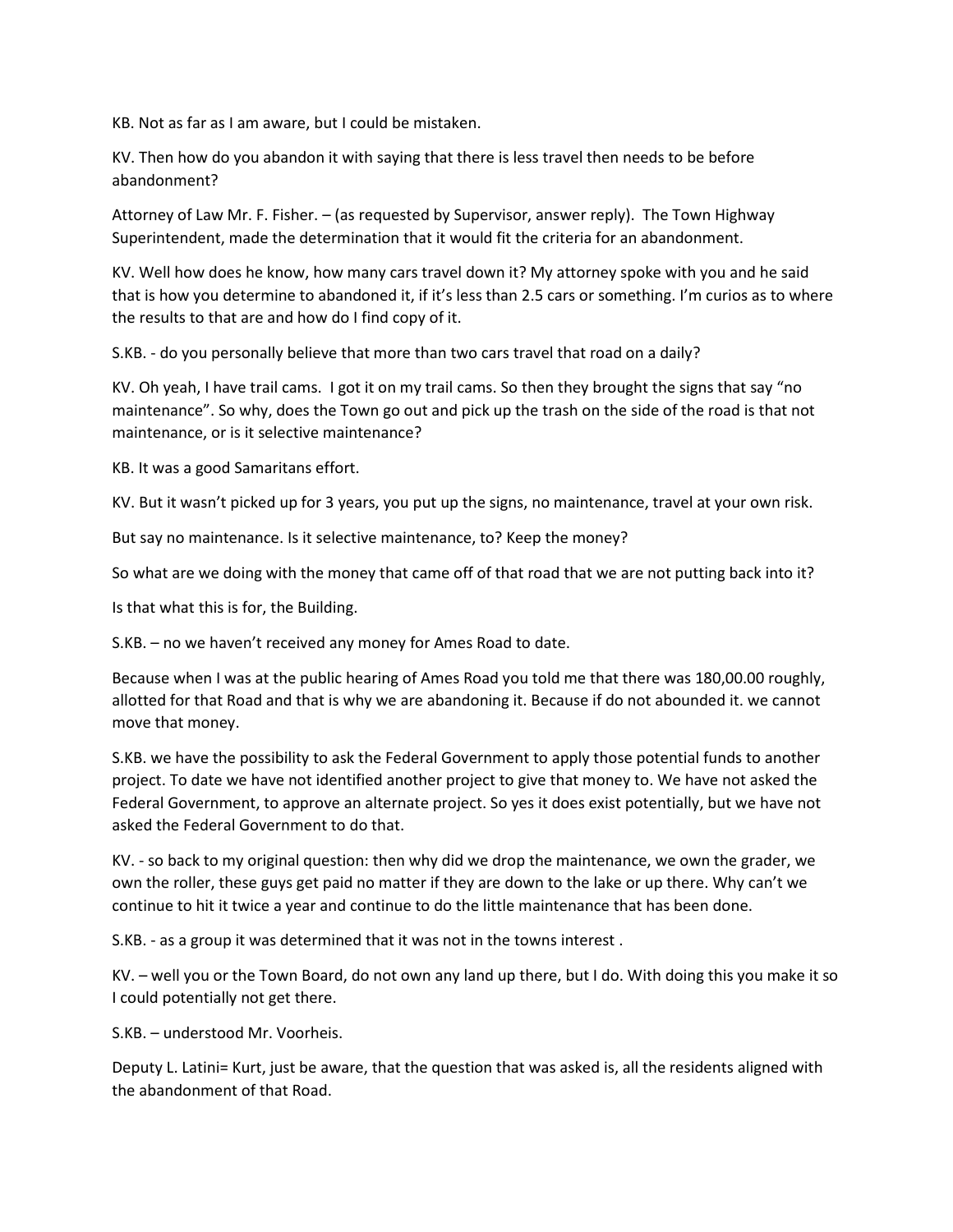KB. Not as far as I am aware, but I could be mistaken.

KV. Then how do you abandon it with saying that there is less travel then needs to be before abandonment?

Attorney of Law Mr. F. Fisher. – (as requested by Supervisor, answer reply). The Town Highway Superintendent, made the determination that it would fit the criteria for an abandonment.

KV. Well how does he know, how many cars travel down it? My attorney spoke with you and he said that is how you determine to abandoned it, if it's less than 2.5 cars or something. I'm curios as to where the results to that are and how do I find copy of it.

S.KB. - do you personally believe that more than two cars travel that road on a daily?

KV. Oh yeah, I have trail cams. I got it on my trail cams. So then they brought the signs that say "no maintenance". So why, does the Town go out and pick up the trash on the side of the road is that not maintenance, or is it selective maintenance?

KB. It was a good Samaritans effort.

KV. But it wasn't picked up for 3 years, you put up the signs, no maintenance, travel at your own risk.

But say no maintenance. Is it selective maintenance, to? Keep the money?

So what are we doing with the money that came off of that road that we are not putting back into it?

Is that what this is for, the Building.

S.KB. – no we haven't received any money for Ames Road to date.

Because when I was at the public hearing of Ames Road you told me that there was 180,00.00 roughly, allotted for that Road and that is why we are abandoning it. Because if do not abounded it. we cannot move that money.

S.KB. we have the possibility to ask the Federal Government to apply those potential funds to another project. To date we have not identified another project to give that money to. We have not asked the Federal Government, to approve an alternate project. So yes it does exist potentially, but we have not asked the Federal Government to do that.

KV. - so back to my original question: then why did we drop the maintenance, we own the grader, we own the roller, these guys get paid no matter if they are down to the lake or up there. Why can't we continue to hit it twice a year and continue to do the little maintenance that has been done.

S.KB. - as a group it was determined that it was not in the towns interest .

KV. – well you or the Town Board, do not own any land up there, but I do. With doing this you make it so I could potentially not get there.

S.KB. – understood Mr. Voorheis.

Deputy L. Latini= Kurt, just be aware, that the question that was asked is, all the residents aligned with the abandonment of that Road.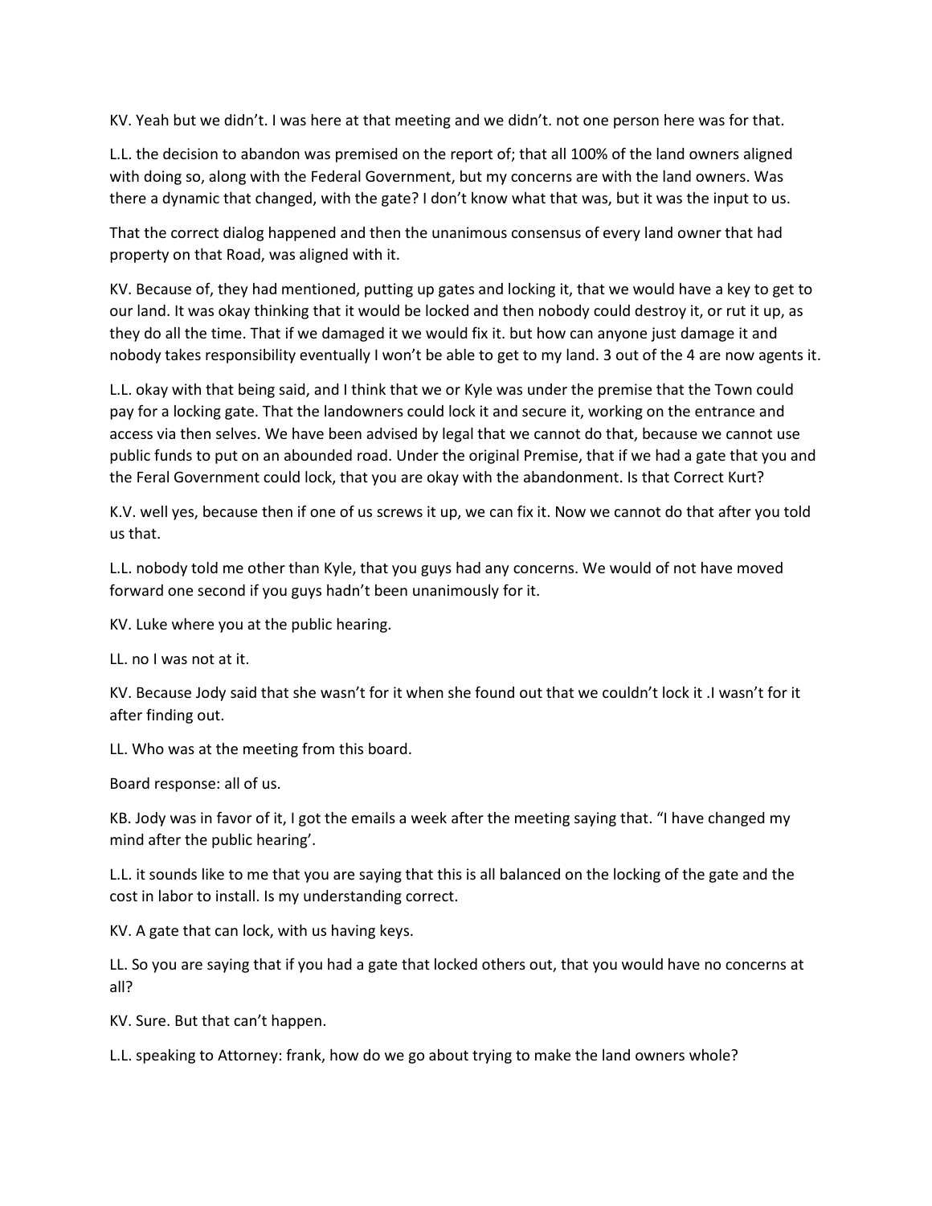KV. Yeah but we didn't. I was here at that meeting and we didn't. not one person here was for that.

L.L. the decision to abandon was premised on the report of; that all 100% of the land owners aligned with doing so, along with the Federal Government, but my concerns are with the land owners. Was there a dynamic that changed, with the gate? I don't know what that was, but it was the input to us.

That the correct dialog happened and then the unanimous consensus of every land owner that had property on that Road, was aligned with it.

KV. Because of, they had mentioned, putting up gates and locking it, that we would have a key to get to our land. It was okay thinking that it would be locked and then nobody could destroy it, or rut it up, as they do all the time. That if we damaged it we would fix it. but how can anyone just damage it and nobody takes responsibility eventually I won't be able to get to my land. 3 out of the 4 are now agents it.

L.L. okay with that being said, and I think that we or Kyle was under the premise that the Town could pay for a locking gate. That the landowners could lock it and secure it, working on the entrance and access via then selves. We have been advised by legal that we cannot do that, because we cannot use public funds to put on an abounded road. Under the original Premise, that if we had a gate that you and the Feral Government could lock, that you are okay with the abandonment. Is that Correct Kurt?

K.V. well yes, because then if one of us screws it up, we can fix it. Now we cannot do that after you told us that.

L.L. nobody told me other than Kyle, that you guys had any concerns. We would of not have moved forward one second if you guys hadn't been unanimously for it.

KV. Luke where you at the public hearing.

LL. no I was not at it.

KV. Because Jody said that she wasn't for it when she found out that we couldn't lock it .I wasn't for it after finding out.

LL. Who was at the meeting from this board.

Board response: all of us.

KB. Jody was in favor of it, I got the emails a week after the meeting saying that. "I have changed my mind after the public hearing'.

L.L. it sounds like to me that you are saying that this is all balanced on the locking of the gate and the cost in labor to install. Is my understanding correct.

KV. A gate that can lock, with us having keys.

LL. So you are saying that if you had a gate that locked others out, that you would have no concerns at all?

KV. Sure. But that can't happen.

L.L. speaking to Attorney: frank, how do we go about trying to make the land owners whole?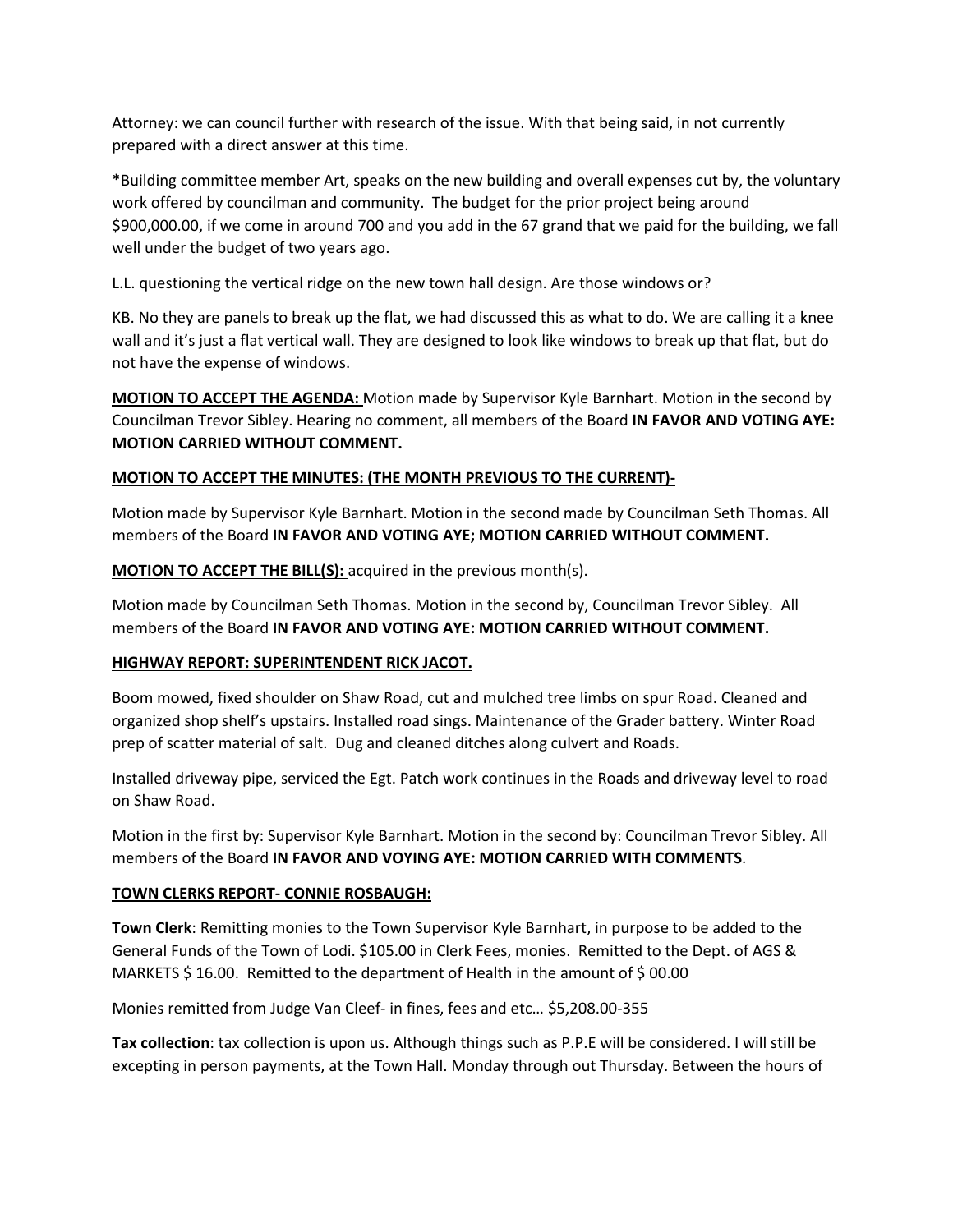Attorney: we can council further with research of the issue. With that being said, in not currently prepared with a direct answer at this time.

*Building committee member Art, speaks on the new building and overall expenses cut by, the voluntary work offered by councilman and community. The budget for the prior project being around $900,000.00, if we come in around 700 and you add in the 67 grand that we paid for the building, we fall well under the budget of two years ago.

L.L. questioning the vertical ridge on the new town hall design. Are those windows or?

KB. No they are panels to break up the flat, we had discussed this as what to do. We are calling it a knee wall and it's just a flat vertical wall. They are designed to look like windows to break up that flat, but do not have the expense of windows.

**MOTION TO ACCEPT THE AGENDA:** Motion made by Supervisor Kyle Barnhart. Motion in the second by Councilman Trevor Sibley. Hearing no comment, all members of the Board **IN FAVOR AND VOTING AYE: MOTION CARRIED WITHOUT COMMENT.**

**MOTION TO ACCEPT THE MINUTES: (THE MONTH PREVIOUS TO THE CURRENT)-**

Motion made by Supervisor Kyle Barnhart. Motion in the second made by Councilman Seth Thomas. All members of the Board **IN FAVOR AND VOTING AYE; MOTION CARRIED WITHOUT COMMENT.**

**MOTION TO ACCEPT THE BILL(S):** acquired in the previous month(s).

Motion made by Councilman Seth Thomas. Motion in the second by, Councilman Trevor Sibley. All members of the Board **IN FAVOR AND VOTING AYE: MOTION CARRIED WITHOUT COMMENT.**

**HIGHWAY REPORT: SUPERINTENDENT RICK JACOT.**

Boom mowed, fixed shoulder on Shaw Road, cut and mulched tree limbs on spur Road. Cleaned and organized shop shelf's upstairs. Installed road sings. Maintenance of the Grader battery. Winter Road prep of scatter material of salt. Dug and cleaned ditches along culvert and Roads.

Installed driveway pipe, serviced the Egt. Patch work continues in the Roads and driveway level to road on Shaw Road.

Motion in the first by: Supervisor Kyle Barnhart. Motion in the second by: Councilman Trevor Sibley. All members of the Board **IN FAVOR AND VOYING AYE: MOTION CARRIED WITH COMMENTS**.

**TOWN CLERKS REPORT- CONNIE ROSBAUGH:**

**Town Clerk**: Remitting monies to the Town Supervisor Kyle Barnhart, in purpose to be added to the General Funds of the Town of Lodi. $105.00 in Clerk Fees, monies. Remitted to the Dept. of AGS & MARKETS $ 16.00. Remitted to the department of Health in the amount of $ 00.00

Monies remitted from Judge Van Cleef- in fines, fees and etc… $5,208.00-355

**Tax collection**: tax collection is upon us. Although things such as P.P.E will be considered. I will still be excepting in person payments, at the Town Hall. Monday through out Thursday. Between the hours of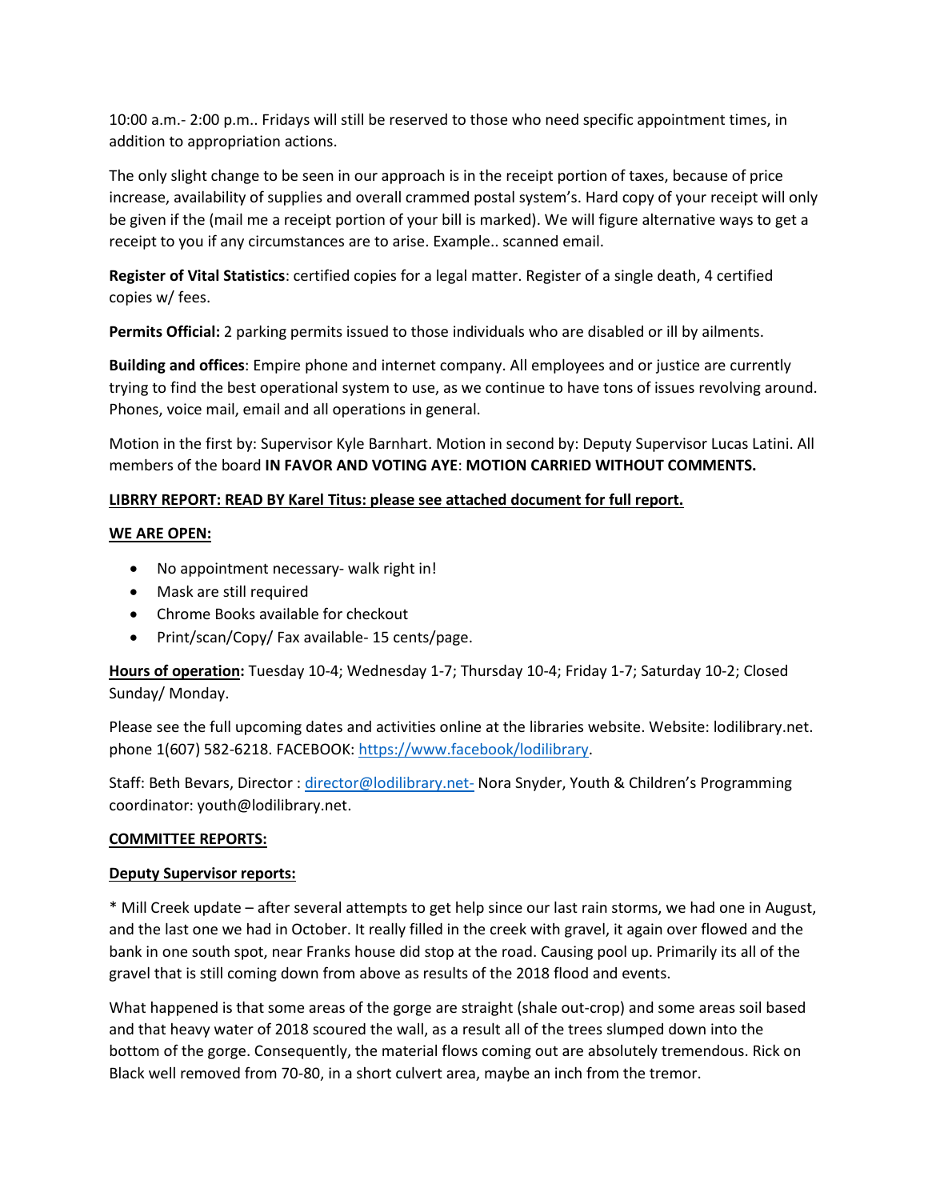10:00 a.m.- 2:00 p.m.. Fridays will still be reserved to those who need specific appointment times, in addition to appropriation actions.

The only slight change to be seen in our approach is in the receipt portion of taxes, because of price increase, availability of supplies and overall crammed postal system's. Hard copy of your receipt will only be given if the (mail me a receipt portion of your bill is marked). We will figure alternative ways to get a receipt to you if any circumstances are to arise. Example.. scanned email.

**Register of Vital Statistics**: certified copies for a legal matter. Register of a single death, 4 certified copies w/ fees.

**Permits Official:** 2 parking permits issued to those individuals who are disabled or ill by ailments.

**Building and offices**: Empire phone and internet company. All employees and or justice are currently trying to find the best operational system to use, as we continue to have tons of issues revolving around. Phones, voice mail, email and all operations in general.

Motion in the first by: Supervisor Kyle Barnhart. Motion in second by: Deputy Supervisor Lucas Latini. All members of the board **IN FAVOR AND VOTING AYE**: **MOTION CARRIED WITHOUT COMMENTS.**

**LIBRRY REPORT: READ BY Karel Titus: please see attached document for full report.**

**WE ARE OPEN:**

- No appointment necessary- walk right in!
- Mask are still required
- Chrome Books available for checkout
- Print/scan/Copy/ Fax available- 15 cents/page.

**Hours of operation:** Tuesday 10-4; Wednesday 1-7; Thursday 10-4; Friday 1-7; Saturday 10-2; Closed Sunday/ Monday.

Please see the full upcoming dates and activities online at the libraries website. Website: lodilibrary.net. phone 1(607) 582-6218. FACEBOOK: https://www.facebook/lodilibrary.

Staff: Beth Bevars, Director : director@lodilibrary.net- Nora Snyder, Youth & Children's Programming coordinator: youth@lodilibrary.net.

**COMMITTEE REPORTS:**

**Deputy Supervisor reports:**

* Mill Creek update – after several attempts to get help since our last rain storms, we had one in August, and the last one we had in October. It really filled in the creek with gravel, it again over flowed and the bank in one south spot, near Franks house did stop at the road. Causing pool up. Primarily its all of the gravel that is still coming down from above as results of the 2018 flood and events.

What happened is that some areas of the gorge are straight (shale out-crop) and some areas soil based and that heavy water of 2018 scoured the wall, as a result all of the trees slumped down into the bottom of the gorge. Consequently, the material flows coming out are absolutely tremendous. Rick on Black well removed from 70-80, in a short culvert area, maybe an inch from the tremor.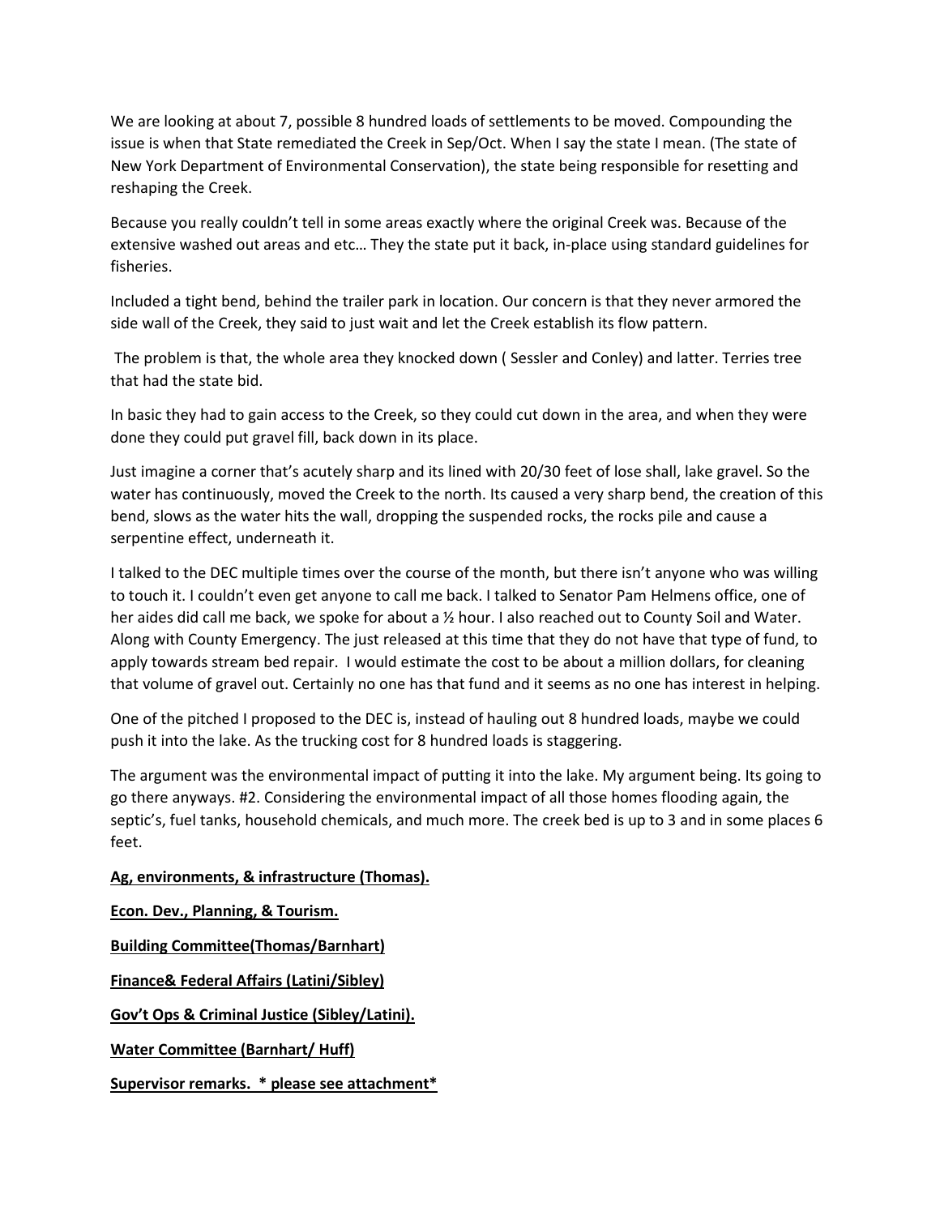We are looking at about 7, possible 8 hundred loads of settlements to be moved. Compounding the issue is when that State remediated the Creek in Sep/Oct. When I say the state I mean. (The state of New York Department of Environmental Conservation), the state being responsible for resetting and reshaping the Creek.

Because you really couldn't tell in some areas exactly where the original Creek was. Because of the extensive washed out areas and etc… They the state put it back, in-place using standard guidelines for fisheries.

Included a tight bend, behind the trailer park in location. Our concern is that they never armored the side wall of the Creek, they said to just wait and let the Creek establish its flow pattern.

The problem is that, the whole area they knocked down ( Sessler and Conley) and latter. Terries tree that had the state bid.

In basic they had to gain access to the Creek, so they could cut down in the area, and when they were done they could put gravel fill, back down in its place.

Just imagine a corner that's acutely sharp and its lined with 20/30 feet of lose shall, lake gravel. So the water has continuously, moved the Creek to the north. Its caused a very sharp bend, the creation of this bend, slows as the water hits the wall, dropping the suspended rocks, the rocks pile and cause a serpentine effect, underneath it.

I talked to the DEC multiple times over the course of the month, but there isn't anyone who was willing to touch it. I couldn't even get anyone to call me back. I talked to Senator Pam Helmens office, one of her aides did call me back, we spoke for about a ½ hour. I also reached out to County Soil and Water. Along with County Emergency. The just released at this time that they do not have that type of fund, to apply towards stream bed repair. I would estimate the cost to be about a million dollars, for cleaning that volume of gravel out. Certainly no one has that fund and it seems as no one has interest in helping.

One of the pitched I proposed to the DEC is, instead of hauling out 8 hundred loads, maybe we could push it into the lake. As the trucking cost for 8 hundred loads is staggering.

The argument was the environmental impact of putting it into the lake. My argument being. Its going to go there anyways. #2. Considering the environmental impact of all those homes flooding again, the septic's, fuel tanks, household chemicals, and much more. The creek bed is up to 3 and in some places 6 feet.

**Ag, environments, & infrastructure (Thomas).**

**Econ. Dev., Planning, & Tourism.**

**Building Committee(Thomas/Barnhart)**

**Finance& Federal Affairs (Latini/Sibley)**

**Gov't Ops & Criminal Justice (Sibley/Latini).**

**Water Committee (Barnhart/ Huff)**

**Supervisor remarks. * please see attachment***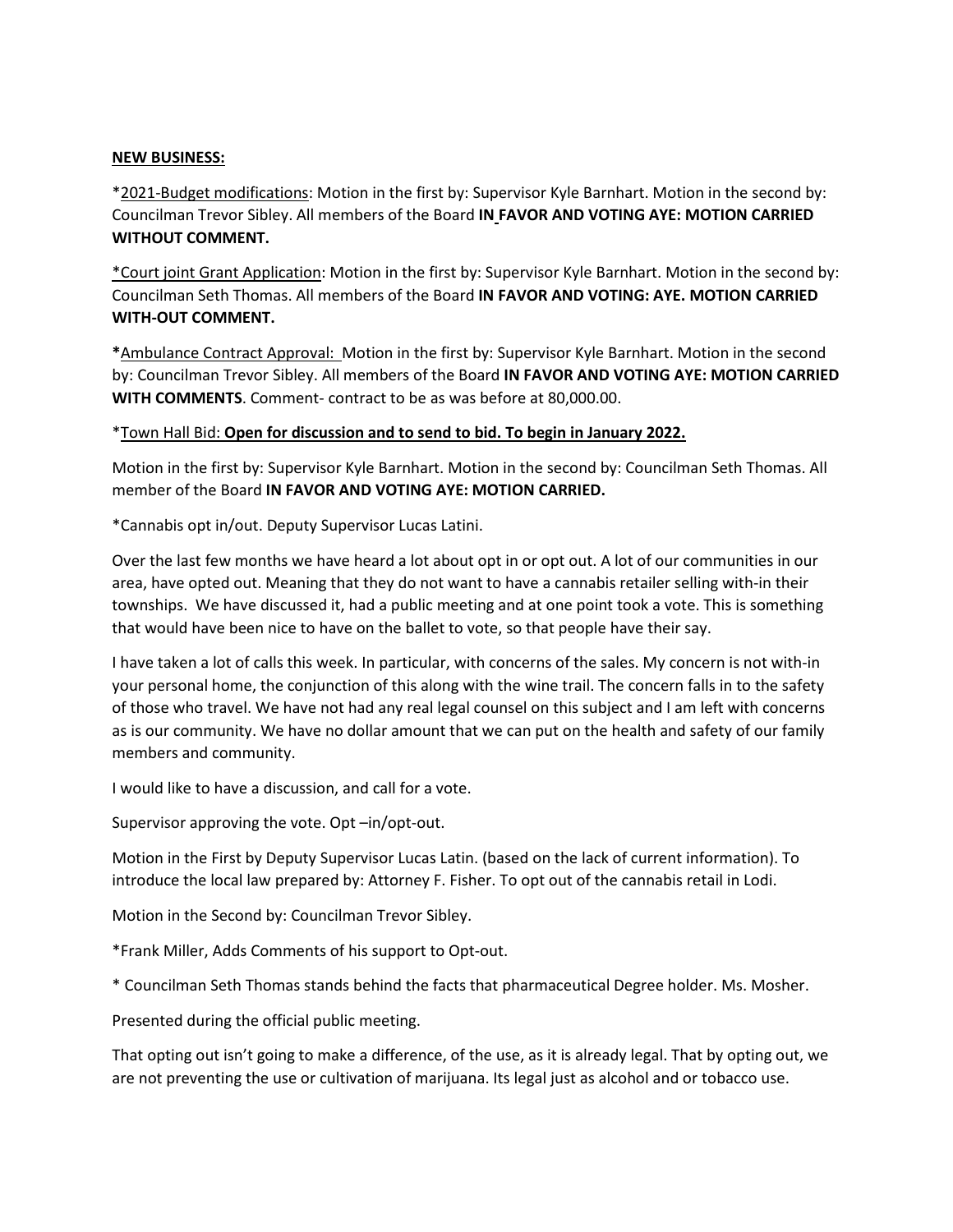**NEW BUSINESS:**

*2021-Budget modifications: Motion in the first by: Supervisor Kyle Barnhart. Motion in the second by: Councilman Trevor Sibley. All members of the Board **IN FAVOR AND VOTING AYE: MOTION CARRIED WITHOUT COMMENT.**

*Court joint Grant Application: Motion in the first by: Supervisor Kyle Barnhart. Motion in the second by: Councilman Seth Thomas. All members of the Board **IN FAVOR AND VOTING: AYE. MOTION CARRIED WITH-OUT COMMENT.**

*Ambulance Contract Approval: Motion in the first by: Supervisor Kyle Barnhart. Motion in the second by: Councilman Trevor Sibley. All members of the Board **IN FAVOR AND VOTING AYE: MOTION CARRIED WITH COMMENTS**. Comment- contract to be as was before at 80,000.00.

*Town Hall Bid: **Open for discussion and to send to bid. To begin in January 2022.**

Motion in the first by: Supervisor Kyle Barnhart. Motion in the second by: Councilman Seth Thomas. All member of the Board **IN FAVOR AND VOTING AYE: MOTION CARRIED.**

*Cannabis opt in/out. Deputy Supervisor Lucas Latini.

Over the last few months we have heard a lot about opt in or opt out. A lot of our communities in our area, have opted out. Meaning that they do not want to have a cannabis retailer selling with-in their townships. We have discussed it, had a public meeting and at one point took a vote. This is something that would have been nice to have on the ballet to vote, so that people have their say.

I have taken a lot of calls this week. In particular, with concerns of the sales. My concern is not with-in your personal home, the conjunction of this along with the wine trail. The concern falls in to the safety of those who travel. We have not had any real legal counsel on this subject and I am left with concerns as is our community. We have no dollar amount that we can put on the health and safety of our family members and community.

I would like to have a discussion, and call for a vote.

Supervisor approving the vote. Opt –in/opt-out.

Motion in the First by Deputy Supervisor Lucas Latin. (based on the lack of current information). To introduce the local law prepared by: Attorney F. Fisher. To opt out of the cannabis retail in Lodi.

Motion in the Second by: Councilman Trevor Sibley.

*Frank Miller, Adds Comments of his support to Opt-out.

* Councilman Seth Thomas stands behind the facts that pharmaceutical Degree holder. Ms. Mosher.

Presented during the official public meeting.

That opting out isn't going to make a difference, of the use, as it is already legal. That by opting out, we are not preventing the use or cultivation of marijuana. Its legal just as alcohol and or tobacco use.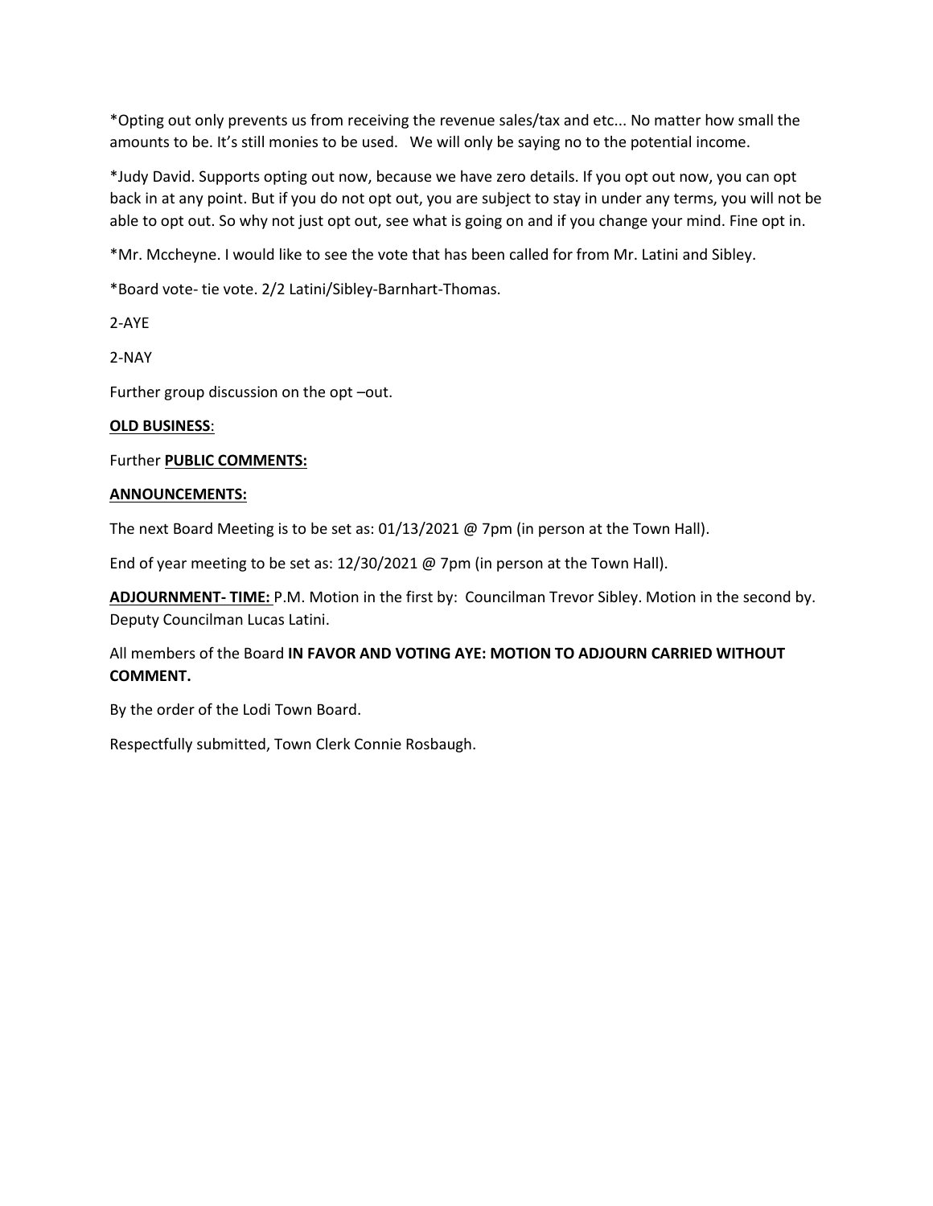*Opting out only prevents us from receiving the revenue sales/tax and etc... No matter how small the amounts to be. It's still monies to be used.  We will only be saying no to the potential income.

*Judy David. Supports opting out now, because we have zero details. If you opt out now, you can opt back in at any point. But if you do not opt out, you are subject to stay in under any terms, you will not be able to opt out. So why not just opt out, see what is going on and if you change your mind. Fine opt in.

*Mr. Mccheyne. I would like to see the vote that has been called for from Mr. Latini and Sibley.

*Board vote- tie vote. 2/2 Latini/Sibley-Barnhart-Thomas.

2-AYE

2-NAY

Further group discussion on the opt –out.

<u>**OLD BUSINESS**</u>:

Further <u>**PUBLIC COMMENTS:**</u>

<u>**ANNOUNCEMENTS:**</u>

The next Board Meeting is to be set as: 01/13/2021 @ 7pm (in person at the Town Hall).

End of year meeting to be set as: 12/30/2021 @ 7pm (in person at the Town Hall).

<u>**ADJOURNMENT- TIME:**</u> P.M. Motion in the first by:  Councilman Trevor Sibley. Motion in the second by. Deputy Councilman Lucas Latini.

All members of the Board **IN FAVOR AND VOTING AYE: MOTION TO ADJOURN CARRIED WITHOUT COMMENT.**

By the order of the Lodi Town Board.

Respectfully submitted, Town Clerk Connie Rosbaugh.